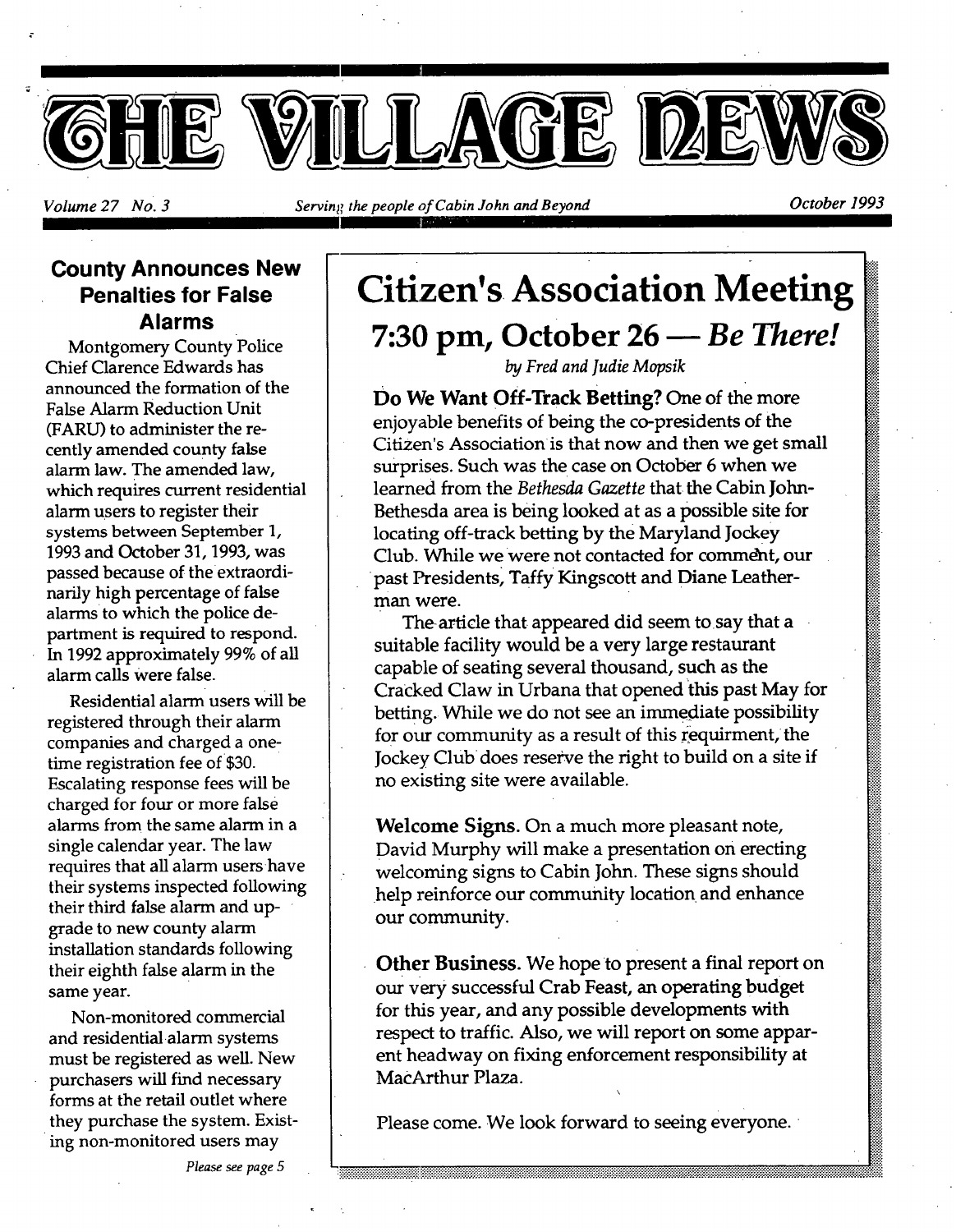# THE VILLAGE NEWS

*Volume 27 No. 3* — *Serving the people of Cabin John and Beyond* — *October 1993*

## Citizen's Association Meeting

## 7:30 pm, October 26 — *Be There!*

*by Fred and Judie Mopsik*

**Do We Want Off-Track Betting?** One of the more enjoyable benefits of being the co-presidents of the Citizen's Association is that now and then we get small surprises. Such was the case on October 6 when we learned from the *Bethesda Gazette* that the Cabin John-Bethesda area is being looked at as a possible site for locating off-track betting by the Maryland Jockey Club. While we were not contacted for comment, our past Presidents, Taffy Kingscott and Diane Leatherman were.

The article that appeared did seem to say that a suitable facility would be a very large restaurant capable of seating several thousand, such as the Cracked Claw in Urbana that opened this past May for betting. While we do not see an immediate possibility for our community as a result of this requirment, the Jockey Club does reserve the right to build on a site if no existing site were available.

**Welcome Signs.** On a much more pleasant note, David Murphy will make a presentation on erecting welcoming signs to Cabin John. These signs should help reinforce our community location and enhance our community.

**Other Business.** We hope to present a final report on our very successful Crab Feast, an operating budget for this year, and any possible developments with respect to traffic. Also, we will report on some apparent headway on fixing enforcement responsibility at MacArthur Plaza.

Please come. We look forward to seeing everyone.

## County Announces New Penalties for False Alarms

Montgomery County Police Chief Clarence Edwards has announced the formation of the False Alarm Reduction Unit (FARU) to administer the recently amended county false alarm law. The amended law, which requires current residential alarm users to register their systems between September 1, 1993 and October 31, 1993, was passed because of the extraordinarily high percentage of false alarms to which the police department is required to respond. In 1992 approximately 99% of all alarm calls were false.

Residential alarm users will be registered through their alarm companies and charged a one-time registration fee of $30. Escalating response fees will be charged for four or more false alarms from the same alarm in a single calendar year. The law requires that all alarm users have their systems inspected following their third false alarm and upgrade to new county alarm installation standards following their eighth false alarm in the same year.

Non-monitored commercial and residential alarm systems must be registered as well. New purchasers will find necessary forms at the retail outlet where they purchase the system. Existing non-monitored users may

*Please see page 5*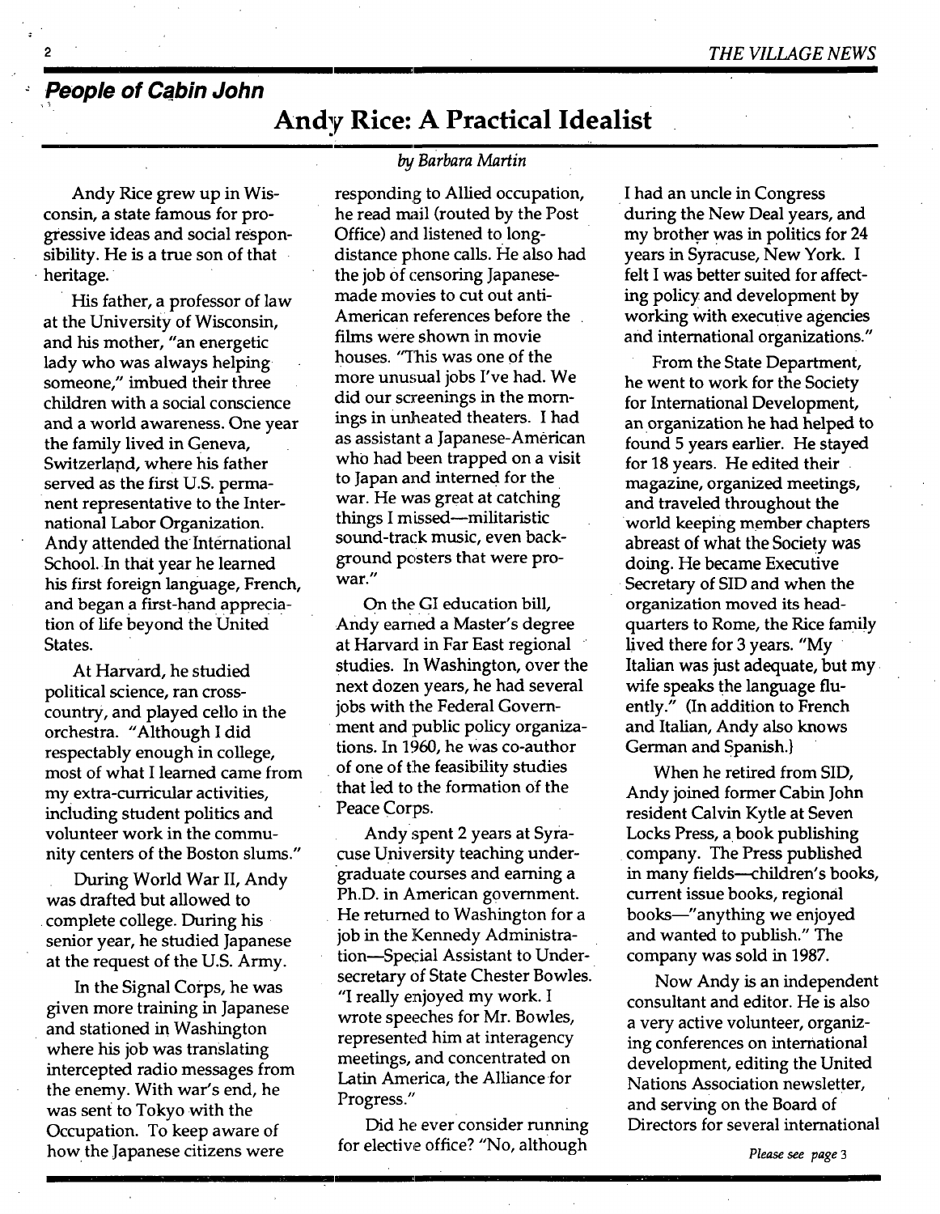## People of Cabin John

# Andy Rice: A Practical Idealist

*by Barbara Martin*

Andy Rice grew up in Wisconsin, a state famous for progressive ideas and social responsibility. He is a true son of that heritage.

His father, a professor of law at the University of Wisconsin, and his mother, "an energetic lady who was always helping someone," imbued their three children with a social conscience and a world awareness. One year the family lived in Geneva, Switzerland, where his father served as the first U.S. permanent representative to the International Labor Organization. Andy attended the International School. In that year he learned his first foreign language, French, and began a first-hand appreciation of life beyond the United States.

At Harvard, he studied political science, ran cross-country, and played cello in the orchestra. "Although I did respectably enough in college, most of what I learned came from my extra-curricular activities, including student politics and volunteer work in the community centers of the Boston slums."

During World War II, Andy was drafted but allowed to complete college. During his senior year, he studied Japanese at the request of the U.S. Army.

In the Signal Corps, he was given more training in Japanese and stationed in Washington where his job was translating intercepted radio messages from the enemy. With war's end, he was sent to Tokyo with the Occupation. To keep aware of how the Japanese citizens were responding to Allied occupation, he read mail (routed by the Post Office) and listened to long-distance phone calls. He also had the job of censoring Japanese-made movies to cut out anti-American references before the films were shown in movie houses. "This was one of the more unusual jobs I've had. We did our screenings in the mornings in unheated theaters. I had as assistant a Japanese-American who had been trapped on a visit to Japan and interned for the war. He was great at catching things I missed—militaristic sound-track music, even background posters that were pro-war."

On the GI education bill, Andy earned a Master's degree at Harvard in Far East regional studies. In Washington, over the next dozen years, he had several jobs with the Federal Government and public policy organizations. In 1960, he was co-author of one of the feasibility studies that led to the formation of the Peace Corps.

Andy spent 2 years at Syracuse University teaching undergraduate courses and earning a Ph.D. in American government. He returned to Washington for a job in the Kennedy Administration—Special Assistant to Undersecretary of State Chester Bowles. "I really enjoyed my work. I wrote speeches for Mr. Bowles, represented him at interagency meetings, and concentrated on Latin America, the Alliance for Progress."

Did he ever consider running for elective office? "No, although I had an uncle in Congress during the New Deal years, and my brother was in politics for 24 years in Syracuse, New York. I felt I was better suited for affecting policy and development by working with executive agencies and international organizations."

From the State Department, he went to work for the Society for International Development, an organization he had helped to found 5 years earlier. He stayed for 18 years. He edited their magazine, organized meetings, and traveled throughout the world keeping member chapters abreast of what the Society was doing. He became Executive Secretary of SID and when the organization moved its headquarters to Rome, the Rice family lived there for 3 years. "My Italian was just adequate, but my wife speaks the language fluently." (In addition to French and Italian, Andy also knows German and Spanish.)

When he retired from SID, Andy joined former Cabin John resident Calvin Kytle at Seven Locks Press, a book publishing company. The Press published in many fields—children's books, current issue books, regional books—"anything we enjoyed and wanted to publish." The company was sold in 1987.

Now Andy is an independent consultant and editor. He is also a very active volunteer, organizing conferences on international development, editing the United Nations Association newsletter, and serving on the Board of Directors for several international

*Please see page 3*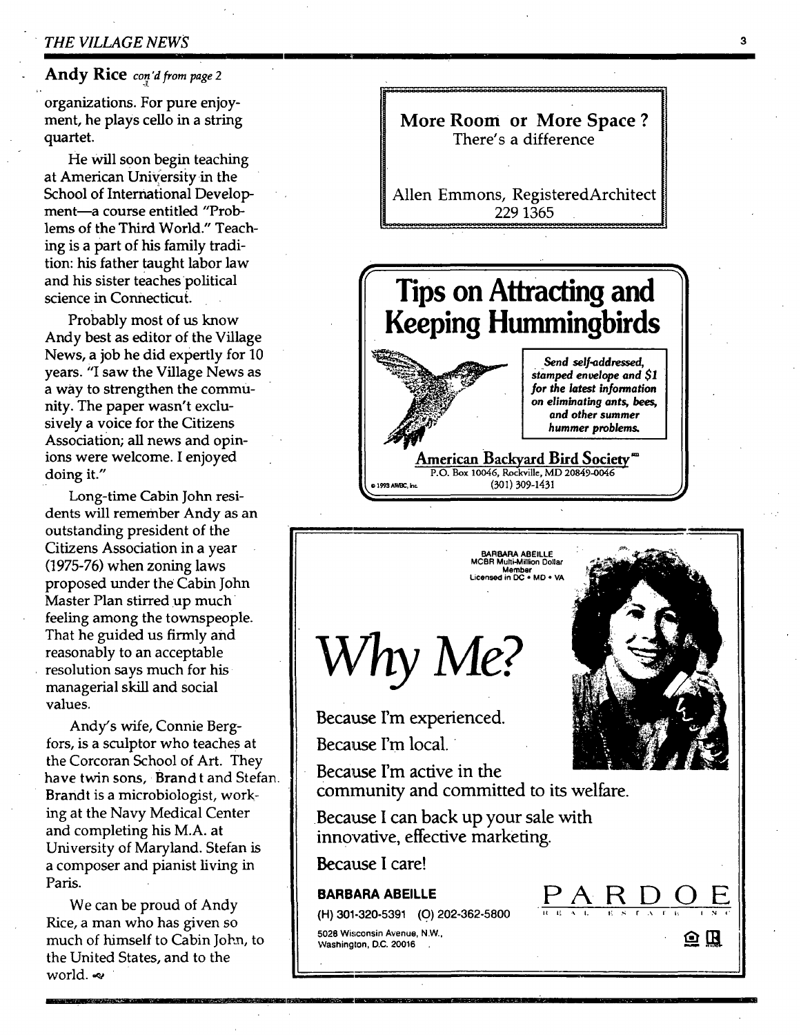**Andy Rice** *con'd from page 2*

organizations. For pure enjoyment, he plays cello in a string quartet.

He will soon begin teaching at American University in the School of International Development—a course entitled "Problems of the Third World." Teaching is a part of his family tradition: his father taught labor law and his sister teaches political science in Connecticut.

Probably most of us know Andy best as editor of the Village News, a job he did expertly for 10 years. "I saw the Village News as a way to strengthen the community. The paper wasn't exclusively a voice for the Citizens Association; all news and opinions were welcome. I enjoyed doing it."

Long-time Cabin John residents will remember Andy as an outstanding president of the Citizens Association in a year (1975-76) when zoning laws proposed under the Cabin John Master Plan stirred up much feeling among the townspeople. That he guided us firmly and reasonably to an acceptable resolution says much for his managerial skill and social values.

Andy's wife, Connie Bergfors, is a sculptor who teaches at the Corcoran School of Art. They have twin sons, Brandt and Stefan. Brandt is a microbiologist, working at the Navy Medical Center and completing his M.A. at University of Maryland. Stefan is a composer and pianist living in Paris.

We can be proud of Andy Rice, a man who has given so much of himself to Cabin John, to the United States, and to the world.

---

**More Room or More Space ?**
There's a difference

Allen Emmons, Registered Architect
229 1365

---

# Tips on Attracting and Keeping Hummingbirds

*Send self-addressed, stamped envelope and $1 for the latest information on eliminating ants, bees, and other summer hummer problems.*

**American Backyard Bird Society**
P.O. Box 10046, Rockville, MD 20849-0046
(301) 309-1431

© 1993 AWBC, Inc.

---

BARBARA ABEILLE
MCBR Multi-Million Dollar Member
Licensed in DC • MD • VA

# *Why Me?*

Because I'm experienced.

Because I'm local.

Because I'm active in the community and committed to its welfare.

Because I can back up your sale with innovative, effective marketing.

Because I care!

**BARBARA ABEILLE**
(H) 301-320-5391 (O) 202-362-5800
5028 Wisconsin Avenue, N.W.,
Washington, D.C. 20016

PARDOE REAL ESTATE INC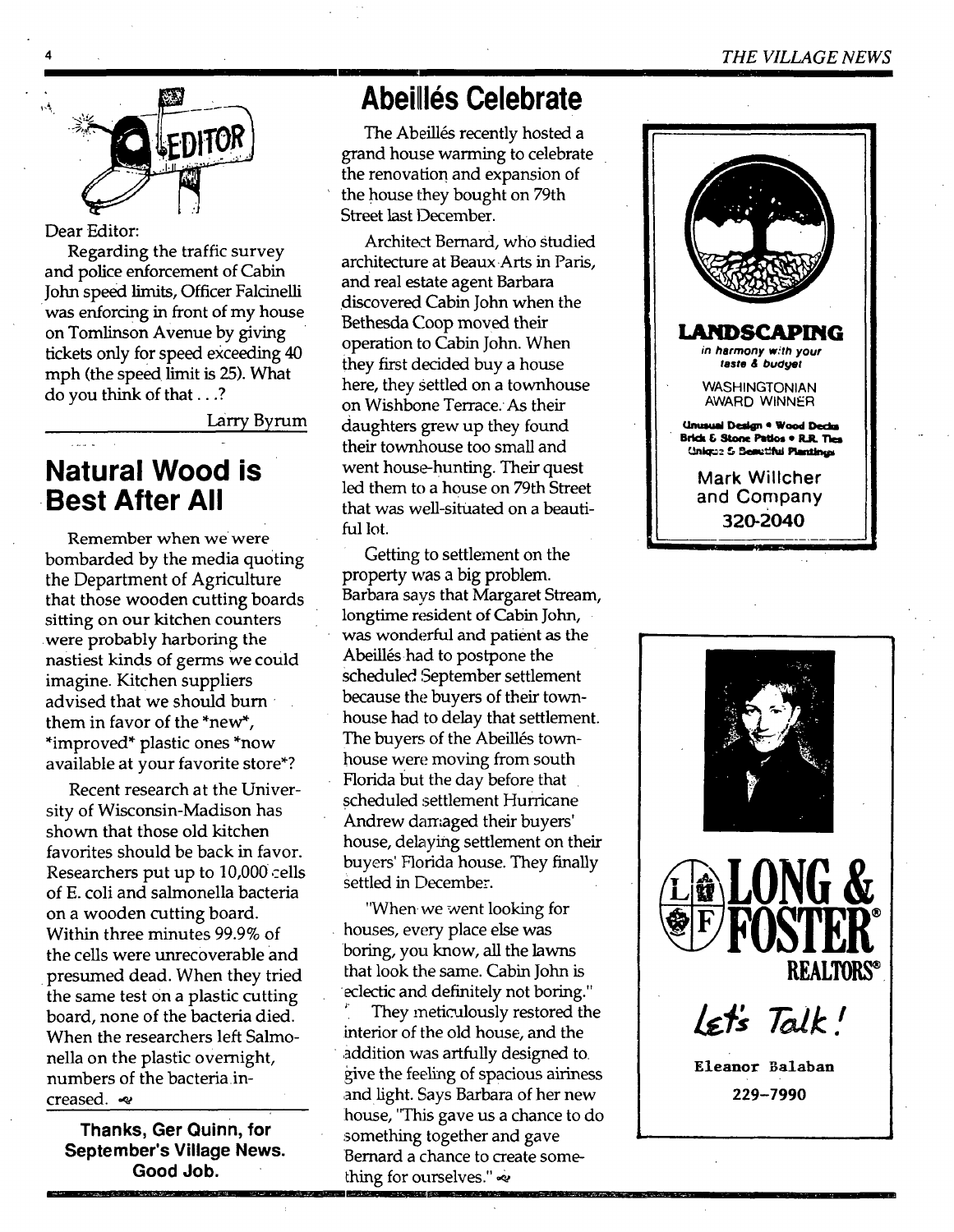Dear Editor:

Regarding the traffic survey and police enforcement of Cabin John speed limits, Officer Falcinelli was enforcing in front of my house on Tomlinson Avenue by giving tickets only for speed exceeding 40 mph (the speed limit is 25). What do you think of that . . .?

Larry Byrum

## Natural Wood is Best After All

Remember when we were bombarded by the media quoting the Department of Agriculture that those wooden cutting boards sitting on our kitchen counters were probably harboring the nastiest kinds of germs we could imagine. Kitchen suppliers advised that we should burn them in favor of the *new*, *improved* plastic ones *now available at your favorite store*?

Recent research at the University of Wisconsin-Madison has shown that those old kitchen favorites should be back in favor. Researchers put up to 10,000 cells of E. coli and salmonella bacteria on a wooden cutting board. Within three minutes 99.9% of the cells were unrecoverable and presumed dead. When they tried the same test on a plastic cutting board, none of the bacteria died. When the researchers left Salmonella on the plastic overnight, numbers of the bacteria increased.

**Thanks, Ger Quinn, for September's Village News. Good Job.**

## Abeillés Celebrate

The Abeillés recently hosted a grand house warming to celebrate the renovation and expansion of the house they bought on 79th Street last December.

Architect Bernard, who studied architecture at Beaux Arts in Paris, and real estate agent Barbara discovered Cabin John when the Bethesda Coop moved their operation to Cabin John. When they first decided buy a house here, they settled on a townhouse on Wishbone Terrace. As their daughters grew up they found their townhouse too small and went house-hunting. Their quest led them to a house on 79th Street that was well-situated on a beautiful lot.

Getting to settlement on the property was a big problem. Barbara says that Margaret Stream, longtime resident of Cabin John, was wonderful and patient as the Abeillés had to postpone the scheduled September settlement because the buyers of their townhouse had to delay that settlement. The buyers of the Abeillés townhouse were moving from south Florida but the day before that scheduled settlement Hurricane Andrew damaged their buyers' house, delaying settlement on their buyers' Florida house. They finally settled in December.

"When we went looking for houses, every place else was boring, you know, all the lawns that look the same. Cabin John is eclectic and definitely not boring."

They meticulously restored the interior of the old house, and the addition was artfully designed to give the feeling of spacious airiness and light. Says Barbara of her new house, "This gave us a chance to do something together and gave Bernard a chance to create something for ourselves."

**LANDSCAPING**
*in harmony with your taste & budget*

WASHINGTONIAN AWARD WINNER

Unusual Design • Wood Decks
Brick & Stone Patios • R.R. Ties
Unique & Beautiful Plantings

Mark Willcher and Company
**320-2040**

**LONG & FOSTER REALTORS®**

*Let's Talk!*

**Eleanor Balaban**
**229-7990**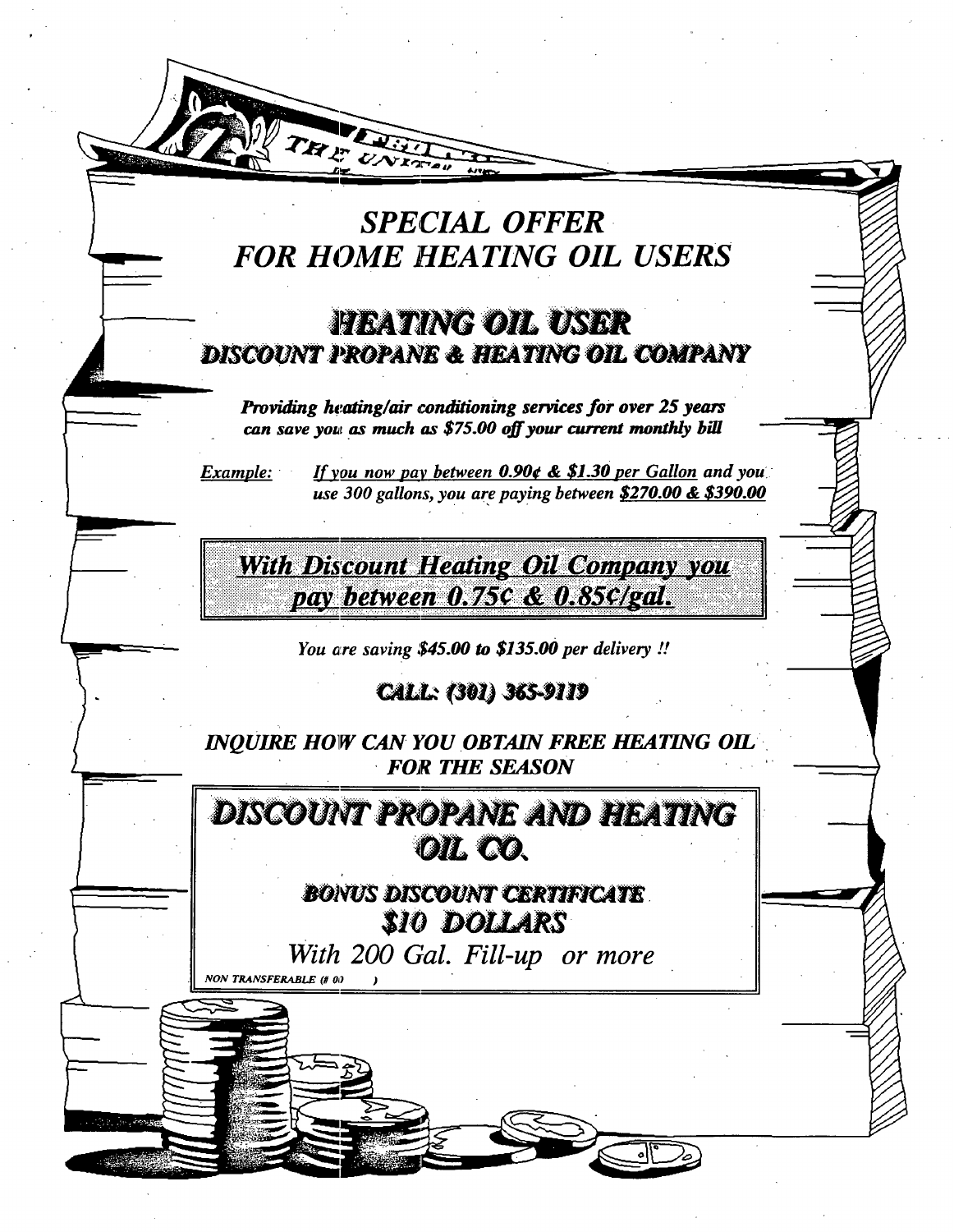## *SPECIAL OFFER FOR HOME HEATING OIL USERS*

## HEATING OIL USER

### DISCOUNT PROPANE & HEATING OIL COMPANY

***Providing heating/air conditioning services for over 25 years can save you as much as $75.00 off your current monthly bill***

*Example:* *If you now pay between 0.90¢ & $1.30 per Gallon and you use 300 gallons, you are paying between $270.00 & $390.00*

**With Discount Heating Oil Company you pay between 0.75¢ & 0.85¢/gal.**

*You are saving $45.00 to $135.00 per delivery !!*

**CALL: (301) 365-9119**

*INQUIRE HOW CAN YOU OBTAIN FREE HEATING OIL FOR THE SEASON*

## DISCOUNT PROPANE AND HEATING OIL CO.

**BONUS DISCOUNT CERTIFICATE**

**$10 DOLLARS**

*With 200 Gal. Fill-up or more*

*NON TRANSFERABLE (# 00 )*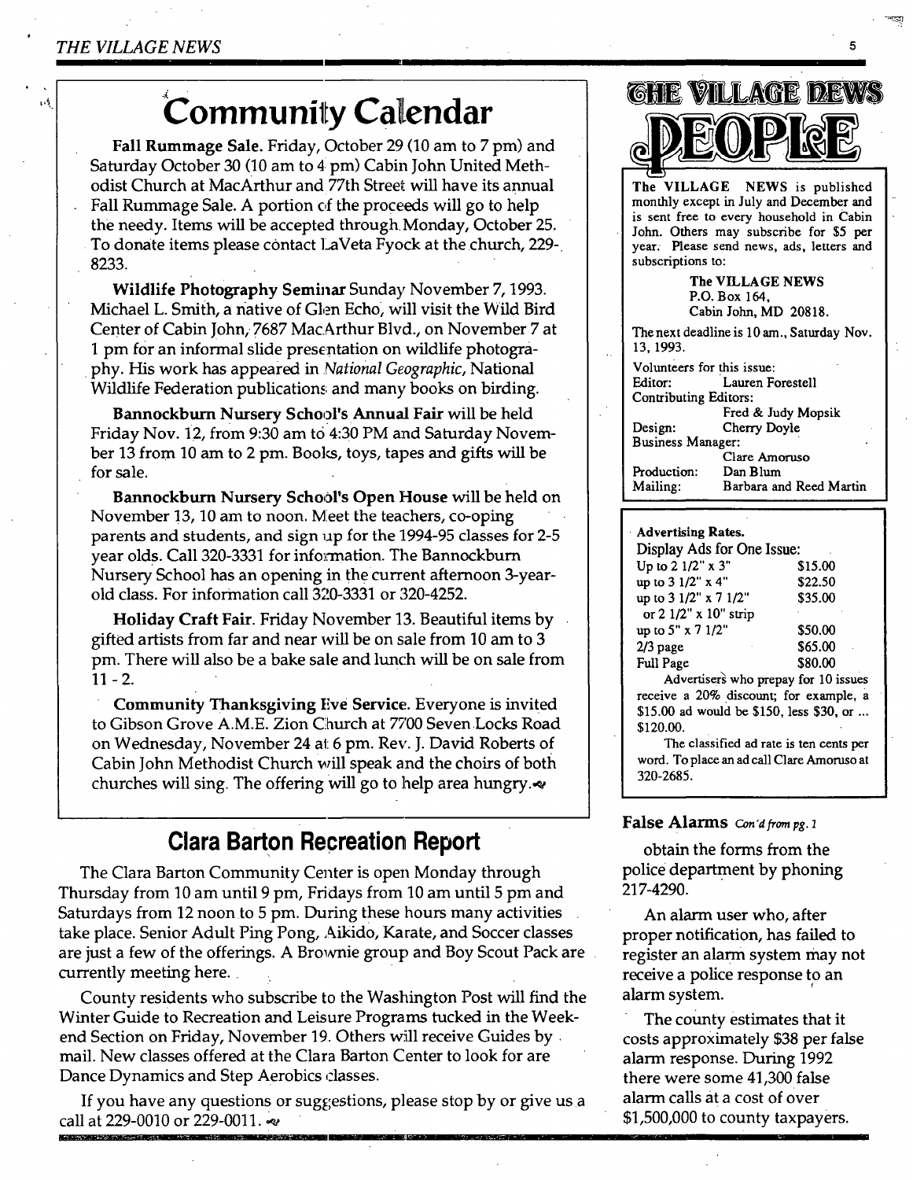# Community Calendar

**Fall Rummage Sale.** Friday, October 29 (10 am to 7 pm) and Saturday October 30 (10 am to 4 pm) Cabin John United Methodist Church at MacArthur and 77th Street will have its annual Fall Rummage Sale. A portion of the proceeds will go to help the needy. Items will be accepted through Monday, October 25. To donate items please contact LaVeta Fyock at the church, 229-8233.

**Wildlife Photography Seminar** Sunday November 7, 1993. Michael L. Smith, a native of Glen Echo, will visit the Wild Bird Center of Cabin John, 7687 MacArthur Blvd., on November 7 at 1 pm for an informal slide presentation on wildlife photography. His work has appeared in *National Geographic*, National Wildlife Federation publications and many books on birding.

**Bannockburn Nursery School's Annual Fair** will be held Friday Nov. 12, from 9:30 am to 4:30 PM and Saturday November 13 from 10 am to 2 pm. Books, toys, tapes and gifts will be for sale.

**Bannockburn Nursery School's Open House** will be held on November 13, 10 am to noon. Meet the teachers, co-oping parents and students, and sign up for the 1994-95 classes for 2-5 year olds. Call 320-3331 for information. The Bannockburn Nursery School has an opening in the current afternoon 3-year-old class. For information call 320-3331 or 320-4252.

**Holiday Craft Fair.** Friday November 13. Beautiful items by gifted artists from far and near will be on sale from 10 am to 3 pm. There will also be a bake sale and lunch will be on sale from 11 - 2.

**Community Thanksgiving Eve Service.** Everyone is invited to Gibson Grove A.M.E. Zion Church at 7700 Seven Locks Road on Wednesday, November 24 at 6 pm. Rev. J. David Roberts of Cabin John Methodist Church will speak and the choirs of both churches will sing. The offering will go to help area hungry.

## Clara Barton Recreation Report

The Clara Barton Community Center is open Monday through Thursday from 10 am until 9 pm, Fridays from 10 am until 5 pm and Saturdays from 12 noon to 5 pm. During these hours many activities take place. Senior Adult Ping Pong, Aikido, Karate, and Soccer classes are just a few of the offerings. A Brownie group and Boy Scout Pack are currently meeting here.

County residents who subscribe to the Washington Post will find the Winter Guide to Recreation and Leisure Programs tucked in the Weekend Section on Friday, November 19. Others will receive Guides by mail. New classes offered at the Clara Barton Center to look for are Dance Dynamics and Step Aerobics classes.

If you have any questions or suggestions, please stop by or give us a call at 229-0010 or 229-0011.

# The Village News PEOPLE

**The VILLAGE NEWS** is published monthly except in July and December and is sent free to every household in Cabin John. Others may subscribe for $5 per year. Please send news, ads, letters and subscriptions to:

**The VILLAGE NEWS**
P.O. Box 164,
Cabin John, MD 20818.

The next deadline is 10 am., Saturday Nov. 13, 1993.

Volunteers for this issue:
Editor: Lauren Forestell
Contributing Editors: Fred & Judy Mopsik
Design: Cherry Doyle
Business Manager: Clare Amoruso
Production: Dan Blum
Mailing: Barbara and Reed Martin

**Advertising Rates.**

Display Ads for One Issue:

| Size | Price |
|---|---|
| Up to 2 1/2" x 3" | $15.00 |
| up to 3 1/2" x 4" | $22.50 |
| up to 3 1/2" x 7 1/2" or 2 1/2" x 10" strip | $35.00 |
| up to 5" x 7 1/2" | $50.00 |
| 2/3 page | $65.00 |
| Full Page | $80.00 |

Advertisers who prepay for 10 issues receive a 20% discount; for example, a $15.00 ad would be $150, less $30, or ... $120.00.

The classified ad rate is ten cents per word. To place an ad call Clare Amoruso at 320-2685.

**False Alarms** *Con'd from pg. 1*

obtain the forms from the police department by phoning 217-4290.

An alarm user who, after proper notification, has failed to register an alarm system may not receive a police response to an alarm system.

The county estimates that it costs approximately $38 per false alarm response. During 1992 there were some 41,300 false alarm calls at a cost of over $1,500,000 to county taxpayers.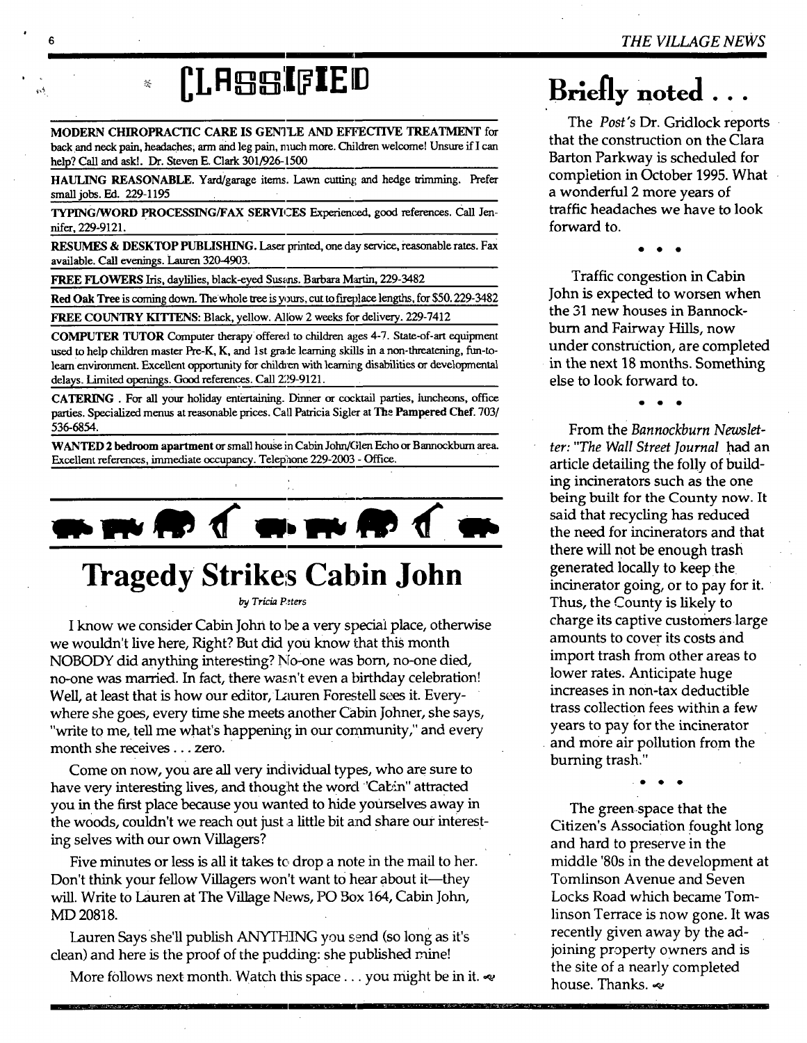# CLASSIFIED

**MODERN CHIROPRACTIC CARE IS GENTLE AND EFFECTIVE TREATMENT** for back and neck pain, headaches, arm and leg pain, much more. Children welcome! Unsure if I can help? Call and ask!. Dr. Steven E. Clark 301/926-1500

**HAULING REASONABLE.** Yard/garage items. Lawn cutting and hedge trimming. Prefer small jobs. Ed. 229-1195

**TYPING/WORD PROCESSING/FAX SERVICES** Experienced, good references. Call Jennifer, 229-9121.

**RESUMES & DESKTOP PUBLISHING.** Laser printed, one day service, reasonable rates. Fax available. Call evenings. Lauren 320-4903.

**FREE FLOWERS** Iris, daylilies, black-eyed Susans. Barbara Martin, 229-3482

**Red Oak Tree** is coming down. The whole tree is yours, cut to fireplace lengths, for $50. 229-3482

**FREE COUNTRY KITTENS:** Black, yellow. Allow 2 weeks for delivery. 229-7412

**COMPUTER TUTOR** Computer therapy offered to children ages 4-7. State-of-art equipment used to help children master Pre-K, K, and 1st grade learning skills in a non-threatening, fun-to-learn environment. Excellent opportunity for children with learning disabilities or developmental delays. Limited openings. Good references. Call 229-9121.

**CATERING** . For all your holiday entertaining. Dinner or cocktail parties, luncheons, office parties. Specialized menus at reasonable prices. Call Patricia Sigler at **The Pampered Chef.** 703/536-6854.

**WANTED 2 bedroom apartment** or small house in Cabin John/Glen Echo or Bannockburn area. Excellent references, immediate occupancy. Telephone 229-2003 - Office.

# Tragedy Strikes Cabin John

*by Tricia Peters*

I know we consider Cabin John to be a very special place, otherwise we wouldn't live here, Right? But did you know that this month NOBODY did anything interesting? No-one was born, no-one died, no-one was married. In fact, there wasn't even a birthday celebration! Well, at least that is how our editor, Lauren Forestell sees it. Everywhere she goes, every time she meets another Cabin Johner, she says, "write to me, tell me what's happening in our community," and every month she receives . . . zero.

Come on now, you are all very individual types, who are sure to have very interesting lives, and thought the word "Cabin" attracted you in the first place because you wanted to hide yourselves away in the woods, couldn't we reach out just a little bit and share our interesting selves with our own Villagers?

Five minutes or less is all it takes to drop a note in the mail to her. Don't think your fellow Villagers won't want to hear about it—they will. Write to Lauren at The Village News, PO Box 164, Cabin John, MD 20818.

Lauren Says she'll publish ANYTHING you send (so long as it's clean) and here is the proof of the pudding: she published mine!

More follows next month. Watch this space . . . you might be in it.

# Briefly noted . . .

The *Post's* Dr. Gridlock reports that the construction on the Clara Barton Parkway is scheduled for completion in October 1995. What a wonderful 2 more years of traffic headaches we have to look forward to.

• • •

Traffic congestion in Cabin John is expected to worsen when the 31 new houses in Bannockburn and Fairway Hills, now under construction, are completed in the next 18 months. Something else to look forward to.

• • •

From the *Bannockburn Newsletter*: "*The Wall Street Journal* had an article detailing the folly of building incinerators such as the one being built for the County now. It said that recycling has reduced the need for incinerators and that there will not be enough trash generated locally to keep the incinerator going, or to pay for it. Thus, the County is likely to charge its captive customers large amounts to cover its costs and import trash from other areas to lower rates. Anticipate huge increases in non-tax deductible trass collection fees within a few years to pay for the incinerator and more air pollution from the burning trash."

• • •

The green space that the Citizen's Association fought long and hard to preserve in the middle '80s in the development at Tomlinson Avenue and Seven Locks Road which became Tomlinson Terrace is now gone. It was recently given away by the adjoining property owners and is the site of a nearly completed house. Thanks.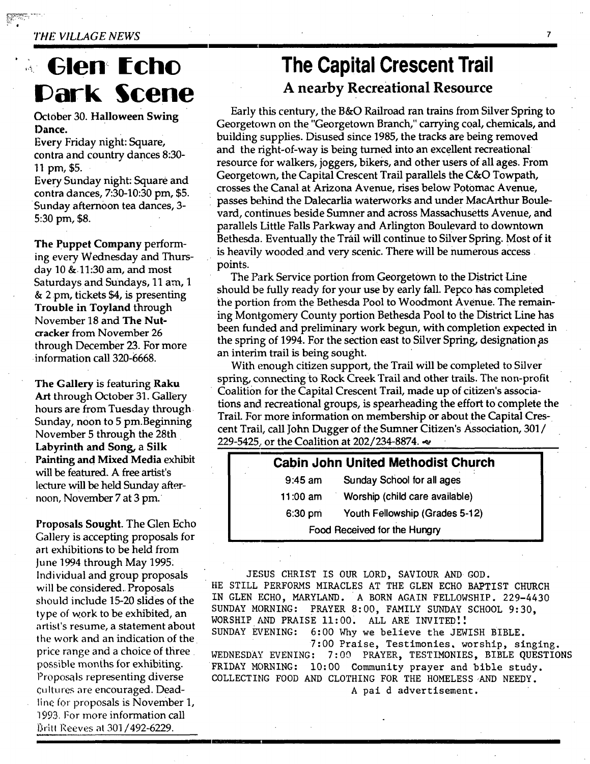# Glen Echo Park Scene

October 30. **Halloween Swing Dance.**

Every Friday night: Square, contra and country dances 8:30-11 pm, $5.

Every Sunday night: Square and contra dances, 7:30-10:30 pm, $5. Sunday afternoon tea dances, 3-5:30 pm, $8.

**The Puppet Company** performing every Wednesday and Thursday 10 & 11:30 am, and most Saturdays and Sundays, 11 am, 1 & 2 pm, tickets $4, is presenting **Trouble in Toyland** through November 18 and **The Nutcracker** from November 26 through December 23. For more information call 320-6668.

**The Gallery** is featuring **Raku Art** through October 31. Gallery hours are from Tuesday through Sunday, noon to 5 pm.Beginning November 5 through the 28th **Labyrinth and Song, a Silk Painting and Mixed Media** exhibit will be featured. A free artist's lecture will be held Sunday afternoon, November 7 at 3 pm.

**Proposals Sought.** The Glen Echo Gallery is accepting proposals for art exhibitions to be held from June 1994 through May 1995. Individual and group proposals will be considered. Proposals should include 15-20 slides of the type of work to be exhibited, an artist's resume, a statement about the work and an indication of the price range and a choice of three possible months for exhibiting. Proposals representing diverse cultures are encouraged. Deadline for proposals is November 1, 1993. For more information call Britt Reeves at 301/492-6229.

# The Capital Crescent Trail

## A nearby Recreational Resource

Early this century, the B&O Railroad ran trains from Silver Spring to Georgetown on the "Georgetown Branch," carrying coal, chemicals, and building supplies. Disused since 1985, the tracks are being removed and the right-of-way is being turned into an excellent recreational resource for walkers, joggers, bikers, and other users of all ages. From Georgetown, the Capital Crescent Trail parallels the C&O Towpath, crosses the Canal at Arizona Avenue, rises below Potomac Avenue, passes behind the Dalecarlia waterworks and under MacArthur Boulevard, continues beside Sumner and across Massachusetts Avenue, and parallels Little Falls Parkway and Arlington Boulevard to downtown Bethesda. Eventually the Trail will continue to Silver Spring. Most of it is heavily wooded and very scenic. There will be numerous access points.

The Park Service portion from Georgetown to the District Line should be fully ready for your use by early fall. Pepco has completed the portion from the Bethesda Pool to Woodmont Avenue. The remaining Montgomery County portion Bethesda Pool to the District Line has been funded and preliminary work begun, with completion expected in the spring of 1994. For the section east to Silver Spring, designation as an interim trail is being sought.

With enough citizen support, the Trail will be completed to Silver spring, connecting to Rock Creek Trail and other trails. The non-profit Coalition for the Capital Crescent Trail, made up of citizen's associations and recreational groups, is spearheading the effort to complete the Trail. For more information on membership or about the Capital Crescent Trail, call John Dugger of the Sumner Citizen's Association, 301/229-5425, or the Coalition at 202/234-8874.

**Cabin John United Methodist Church**

| | |
|---|---|
| 9:45 am | Sunday School for all ages |
| 11:00 am | Worship (child care available) |
| 6:30 pm | Youth Fellowship (Grades 5-12) |

Food Received for the Hungry

JESUS CHRIST IS OUR LORD, SAVIOUR AND GOD.
HE STILL PERFORMS MIRACLES AT THE GLEN ECHO BAPTIST CHURCH IN GLEN ECHO, MARYLAND. A BORN AGAIN FELLOWSHIP. 229-4430
SUNDAY MORNING: PRAYER 8:00, FAMILY SUNDAY SCHOOL 9:30, WORSHIP AND PRAISE 11:00. ALL ARE INVITED!!
SUNDAY EVENING: 6:00 Why we believe the JEWISH BIBLE.
7:00 Praise, Testimonies, worship, singing.
WEDNESDAY EVENING: 7:00 PRAYER, TESTIMONIES, BIBLE QUESTIONS
FRIDAY MORNING: 10:00 Community prayer and bible study.
COLLECTING FOOD AND CLOTHING FOR THE HOMELESS AND NEEDY.
A paid advertisement.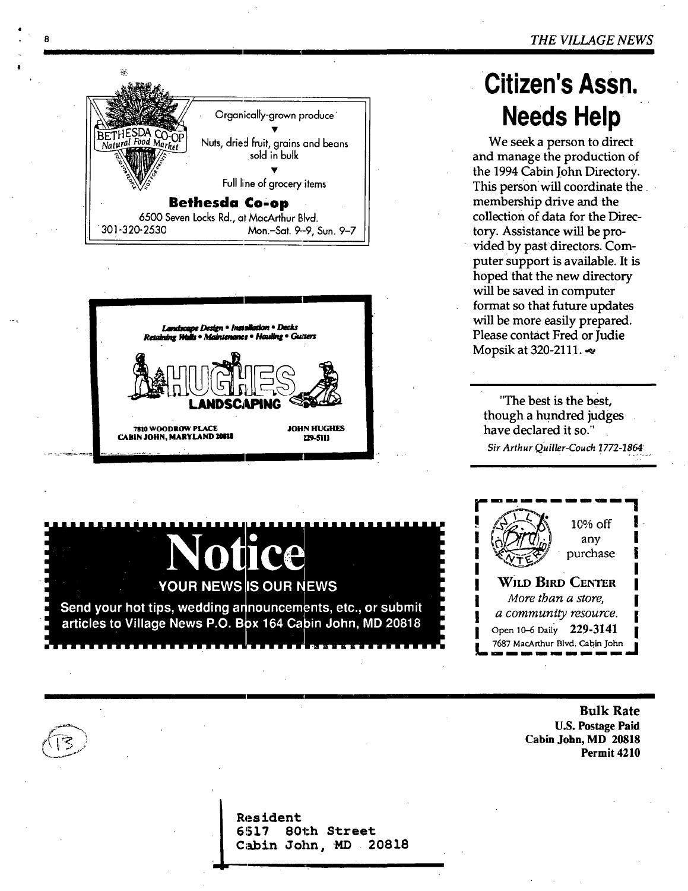BETHESDA CO-OP
Natural Food Market

Organically-grown produce

▼

Nuts, dried fruit, grains and beans sold in bulk

▼

Full line of grocery items

**Bethesda Co-op**

6500 Seven Locks Rd., at MacArthur Blvd.

301-320-2530 Mon.–Sat. 9–9, Sun. 9–7

Landscape Design • Installation • Decks
Retaining Walls • Maintenance • Hauling • Gutters

HUGHES
LANDSCAPING

7810 WOODROW PLACE
CABIN JOHN, MARYLAND 20818

JOHN HUGHES
229-5111

# Notice

YOUR NEWS IS OUR NEWS

Send your hot tips, wedding announcements, etc., or submit articles to Village News P.O. Box 164 Cabin John, MD 20818

# Citizen's Assn. Needs Help

We seek a person to direct and manage the production of the 1994 Cabin John Directory. This person will coordinate the membership drive and the collection of data for the Directory. Assistance will be provided by past directors. Computer support is available. It is hoped that the new directory will be saved in computer format so that future updates will be more easily prepared. Please contact Fred or Judie Mopsik at 320-2111.

---

"The best is the best, though a hundred judges have declared it so."

*Sir Arthur Quiller-Couch 1772-1864*

---

10% off any purchase

**WILD BIRD CENTER**

*More than a store, a community resource.*

Open 10–6 Daily **229-3141**

7687 MacArthur Blvd. Cabin John

**Bulk Rate**
**U.S. Postage Paid**
**Cabin John, MD 20818**
**Permit 4210**

Resident
6517 80th Street
Cabin John, MD 20818